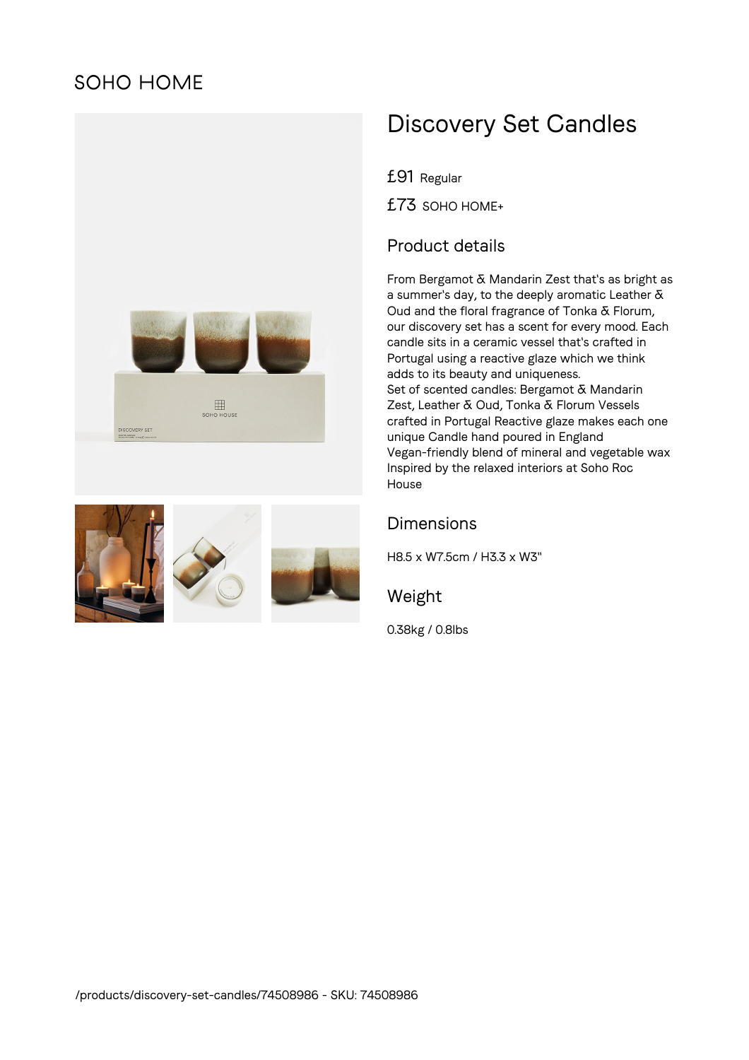SOHO HOME

# Discovery Set Candles

£91 Regular

£73 SOHO HOME+

## Product details

From Bergamot & Mandarin Zest that's as bright as a summer's day, to the deeply aromatic Leather & Oud and the floral fragrance of Tonka & Florum, our discovery set has a scent for every mood. Each candle sits in a ceramic vessel that's crafted in Portugal using a reactive glaze which we think adds to its beauty and uniqueness.
Set of scented candles: Bergamot & Mandarin Zest, Leather & Oud, Tonka & Florum Vessels crafted in Portugal Reactive glaze makes each one unique Candle hand poured in England
Vegan-friendly blend of mineral and vegetable wax
Inspired by the relaxed interiors at Soho Roc House

## Dimensions

H8.5 x W7.5cm / H3.3 x W3"

## Weight

0.38kg / 0.8lbs

/products/discovery-set-candles/74508986 - SKU: 74508986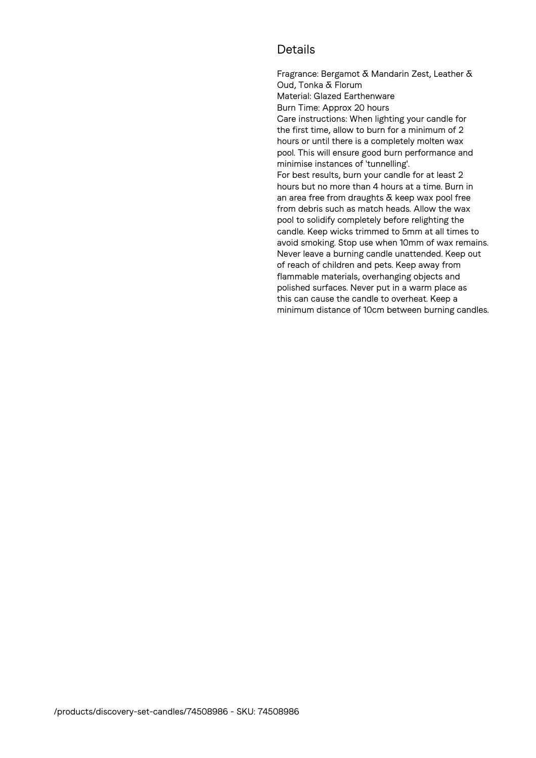## Details

Fragrance: Bergamot & Mandarin Zest, Leather & Oud, Tonka & Florum
Material: Glazed Earthenware
Burn Time: Approx 20 hours
Care instructions: When lighting your candle for the first time, allow to burn for a minimum of 2 hours or until there is a completely molten wax pool. This will ensure good burn performance and minimise instances of 'tunnelling'.
For best results, burn your candle for at least 2 hours but no more than 4 hours at a time. Burn in an area free from draughts & keep wax pool free from debris such as match heads. Allow the wax pool to solidify completely before relighting the candle. Keep wicks trimmed to 5mm at all times to avoid smoking. Stop use when 10mm of wax remains. Never leave a burning candle unattended. Keep out of reach of children and pets. Keep away from flammable materials, overhanging objects and polished surfaces. Never put in a warm place as this can cause the candle to overheat. Keep a minimum distance of 10cm between burning candles.

/products/discovery-set-candles/74508986 - SKU: 74508986